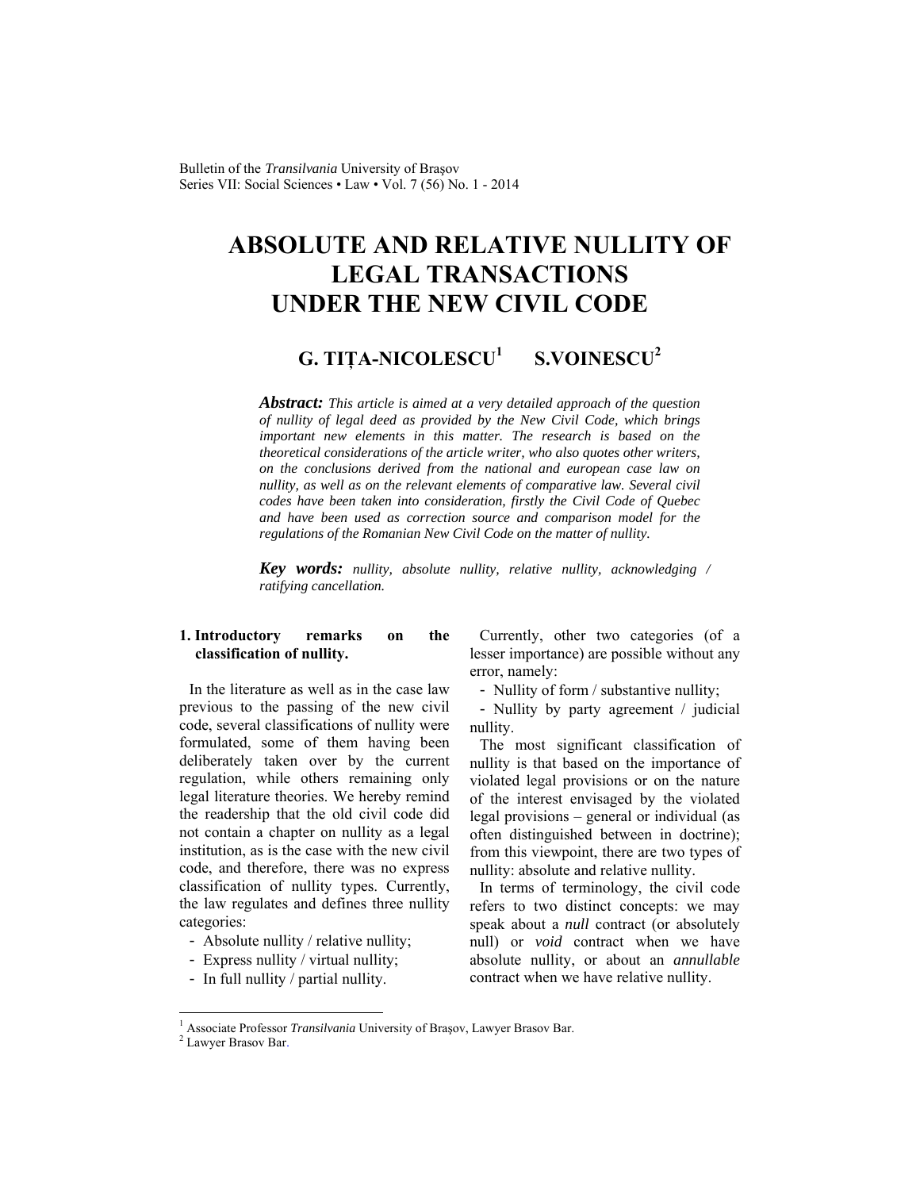# ABSOLUTE AND RELATIVE NULLITY OF LEGAL TRANSACTIONS UNDER THE NEW CIVIL CODE

**G. TIȚA-NICOLESCU[1] S.VOINESCU[2]**

***Abstract:*** *This article is aimed at a very detailed approach of the question of nullity of legal deed as provided by the New Civil Code, which brings important new elements in this matter. The research is based on the theoretical considerations of the article writer, who also quotes other writers, on the conclusions derived from the national and european case law on nullity, as well as on the relevant elements of comparative law. Several civil codes have been taken into consideration, firstly the Civil Code of Quebec and have been used as correction source and comparison model for the regulations of the Romanian New Civil Code on the matter of nullity.*

***Key words:*** *nullity, absolute nullity, relative nullity, acknowledging / ratifying cancellation.*

## 1. Introductory remarks on the classification of nullity.

In the literature as well as in the case law previous to the passing of the new civil code, several classifications of nullity were formulated, some of them having been deliberately taken over by the current regulation, while others remaining only legal literature theories. We hereby remind the readership that the old civil code did not contain a chapter on nullity as a legal institution, as is the case with the new civil code, and therefore, there was no express classification of nullity types. Currently, the law regulates and defines three nullity categories:

- Absolute nullity / relative nullity;
- Express nullity / virtual nullity;
- In full nullity / partial nullity.

Currently, other two categories (of a lesser importance) are possible without any error, namely:

- Nullity of form / substantive nullity;
- Nullity by party agreement / judicial nullity.

The most significant classification of nullity is that based on the importance of violated legal provisions or on the nature of the interest envisaged by the violated legal provisions – general or individual (as often distinguished between in doctrine); from this viewpoint, there are two types of nullity: absolute and relative nullity.

In terms of terminology, the civil code refers to two distinct concepts: we may speak about a *null* contract (or absolutely null) or *void* contract when we have absolute nullity, or about an *annullable* contract when we have relative nullity.

---

[1] Associate Professor *Transilvania* University of Braşov, Lawyer Brasov Bar.

[2] Lawyer Brasov Bar.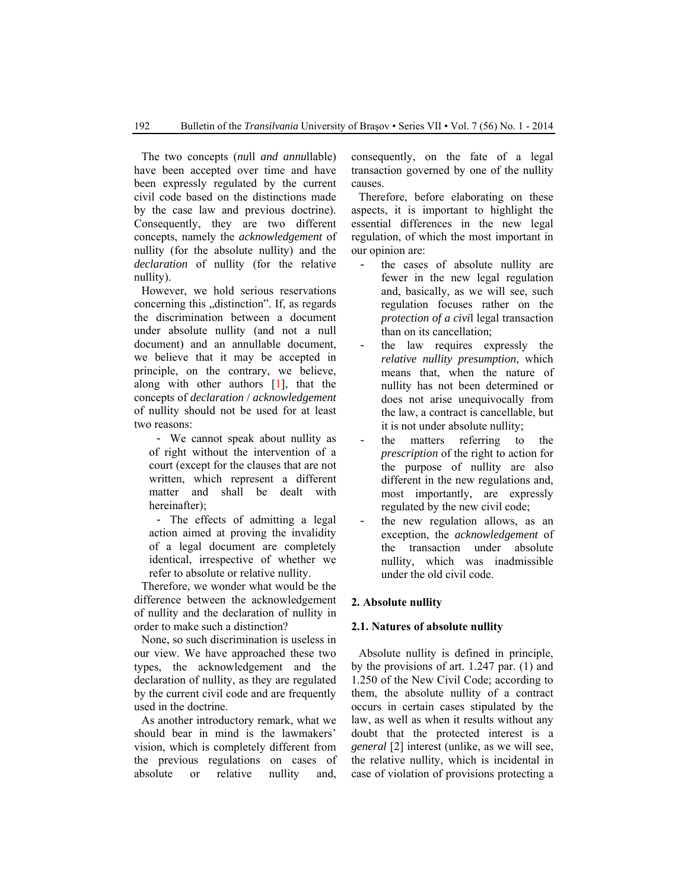The two concepts (*nu*ll *and annu*llable) have been accepted over time and have been expressly regulated by the current civil code based on the distinctions made by the case law and previous doctrine). Consequently, they are two different concepts, namely the *acknowledgement* of nullity (for the absolute nullity) and the *declaration* of nullity (for the relative nullity).

However, we hold serious reservations concerning this „distinction". If, as regards the discrimination between a document under absolute nullity (and not a null document) and an annullable document, we believe that it may be accepted in principle, on the contrary, we believe, along with other authors [1], that the concepts of *declaration* / *acknowledgement* of nullity should not be used for at least two reasons:

- We cannot speak about nullity as of right without the intervention of a court (except for the clauses that are not written, which represent a different matter and shall be dealt with hereinafter);
- The effects of admitting a legal action aimed at proving the invalidity of a legal document are completely identical, irrespective of whether we refer to absolute or relative nullity.

Therefore, we wonder what would be the difference between the acknowledgement of nullity and the declaration of nullity in order to make such a distinction?

None, so such discrimination is useless in our view. We have approached these two types, the acknowledgement and the declaration of nullity, as they are regulated by the current civil code and are frequently used in the doctrine.

As another introductory remark, what we should bear in mind is the lawmakers' vision, which is completely different from the previous regulations on cases of absolute or relative nullity and, consequently, on the fate of a legal transaction governed by one of the nullity causes.

Therefore, before elaborating on these aspects, it is important to highlight the essential differences in the new legal regulation, of which the most important in our opinion are:

- the cases of absolute nullity are fewer in the new legal regulation and, basically, as we will see, such regulation focuses rather on the *protection of a civi*l legal transaction than on its cancellation;
- the law requires expressly the *relative nullity presumption*, which means that, when the nature of nullity has not been determined or does not arise unequivocally from the law, a contract is cancellable, but it is not under absolute nullity;
- the matters referring to the *prescription* of the right to action for the purpose of nullity are also different in the new regulations and, most importantly, are expressly regulated by the new civil code;
- the new regulation allows, as an exception, the *acknowledgement* of the transaction under absolute nullity, which was inadmissible under the old civil code.

## 2. Absolute nullity

### 2.1. Natures of absolute nullity

Absolute nullity is defined in principle, by the provisions of art. 1.247 par. (1) and 1.250 of the New Civil Code; according to them, the absolute nullity of a contract occurs in certain cases stipulated by the law, as well as when it results without any doubt that the protected interest is a *general* [2] interest (unlike, as we will see, the relative nullity, which is incidental in case of violation of provisions protecting a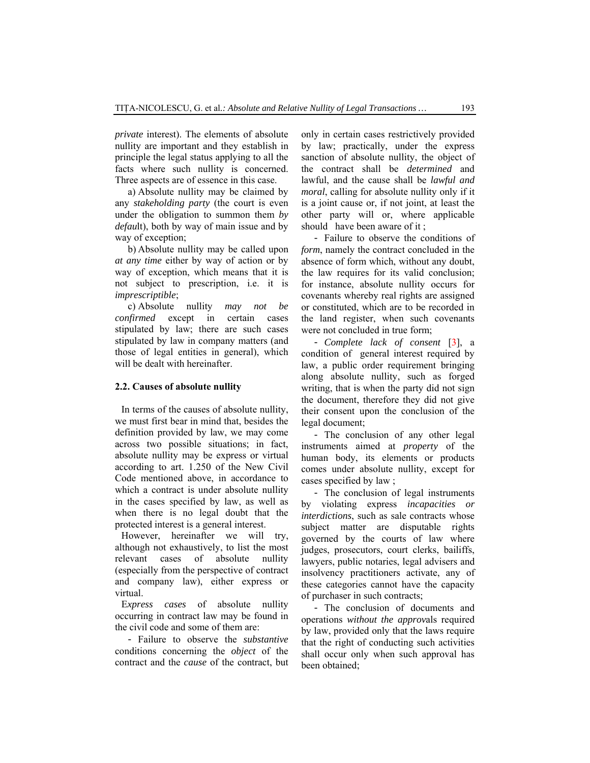*private* interest). The elements of absolute nullity are important and they establish in principle the legal status applying to all the facts where such nullity is concerned. Three aspects are of essence in this case.

a) Absolute nullity may be claimed by any *stakeholding party* (the court is even under the obligation to summon them *by default*), both by way of main issue and by way of exception;

b) Absolute nullity may be called upon *at any time* either by way of action or by way of exception, which means that it is not subject to prescription, i.e. it is *imprescriptible*;

c) Absolute nullity *may not be confirmed* except in certain cases stipulated by law; there are such cases stipulated by law in company matters (and those of legal entities in general), which will be dealt with hereinafter.

### 2.2. Causes of absolute nullity

In terms of the causes of absolute nullity, we must first bear in mind that, besides the definition provided by law, we may come across two possible situations; in fact, absolute nullity may be express or virtual according to art. 1.250 of the New Civil Code mentioned above, in accordance to which a contract is under absolute nullity in the cases specified by law, as well as when there is no legal doubt that the protected interest is a general interest.

However, hereinafter we will try, although not exhaustively, to list the most relevant cases of absolute nullity (especially from the perspective of contract and company law), either express or virtual.

*Express cases* of absolute nullity occurring in contract law may be found in the civil code and some of them are:

- Failure to observe the *substantive* conditions concerning the *object* of the contract and the *cause* of the contract, but only in certain cases restrictively provided by law; practically, under the express sanction of absolute nullity, the object of the contract shall be *determined* and lawful, and the cause shall be *lawful and moral*, calling for absolute nullity only if it is a joint cause or, if not joint, at least the other party will or, where applicable should have been aware of it ;
- Failure to observe the conditions of *form*, namely the contract concluded in the absence of form which, without any doubt, the law requires for its valid conclusion; for instance, absolute nullity occurs for covenants whereby real rights are assigned or constituted, which are to be recorded in the land register, when such covenants were not concluded in true form;
- *Complete lack of consent* [3], a condition of general interest required by law, a public order requirement bringing along absolute nullity, such as forged writing, that is when the party did not sign the document, therefore they did not give their consent upon the conclusion of the legal document;
- The conclusion of any other legal instruments aimed at *property* of the human body, its elements or products comes under absolute nullity, except for cases specified by law ;
- The conclusion of legal instruments by violating express *incapacities or interdictions*, such as sale contracts whose subject matter are disputable rights governed by the courts of law where judges, prosecutors, court clerks, bailiffs, lawyers, public notaries, legal advisers and insolvency practitioners activate, any of these categories cannot have the capacity of purchaser in such contracts;
- The conclusion of documents and operations *without the approvals* required by law, provided only that the laws require that the right of conducting such activities shall occur only when such approval has been obtained;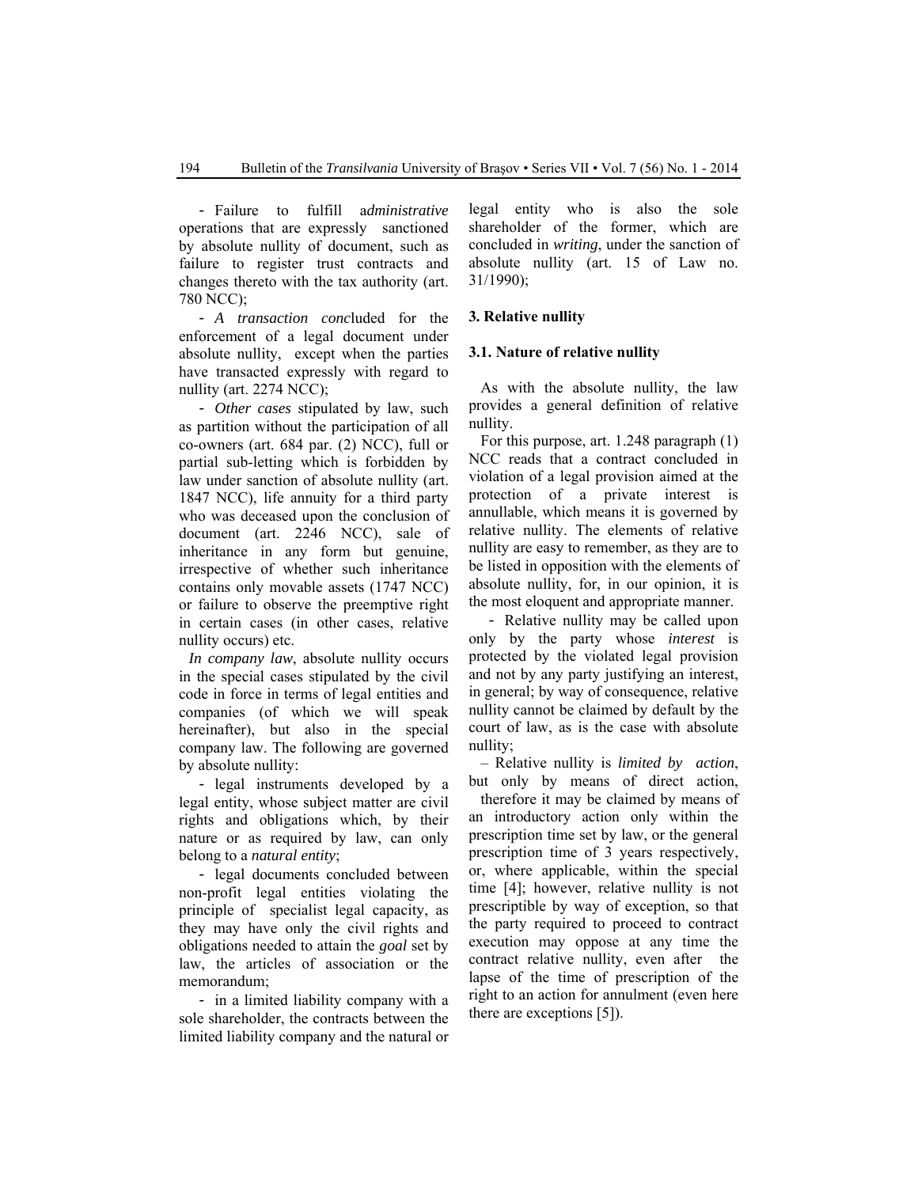- Failure to fulfill a*dministrative* operations that are expressly sanctioned by absolute nullity of document, such as failure to register trust contracts and changes thereto with the tax authority (art. 780 NCC);

- *A transaction conc*luded for the enforcement of a legal document under absolute nullity, except when the parties have transacted expressly with regard to nullity (art. 2274 NCC);

- *Other cases* stipulated by law, such as partition without the participation of all co-owners (art. 684 par. (2) NCC), full or partial sub-letting which is forbidden by law under sanction of absolute nullity (art. 1847 NCC), life annuity for a third party who was deceased upon the conclusion of document (art. 2246 NCC), sale of inheritance in any form but genuine, irrespective of whether such inheritance contains only movable assets (1747 NCC) or failure to observe the preemptive right in certain cases (in other cases, relative nullity occurs) etc.

*In company law*, absolute nullity occurs in the special cases stipulated by the civil code in force in terms of legal entities and companies (of which we will speak hereinafter), but also in the special company law. The following are governed by absolute nullity:

- legal instruments developed by a legal entity, whose subject matter are civil rights and obligations which, by their nature or as required by law, can only belong to a *natural entity*;

- legal documents concluded between non-profit legal entities violating the principle of specialist legal capacity, as they may have only the civil rights and obligations needed to attain the *goal* set by law, the articles of association or the memorandum;

- in a limited liability company with a sole shareholder, the contracts between the limited liability company and the natural or legal entity who is also the sole shareholder of the former, which are concluded in *writing*, under the sanction of absolute nullity (art. 15 of Law no. 31/1990);

## 3. Relative nullity

### 3.1. Nature of relative nullity

As with the absolute nullity, the law provides a general definition of relative nullity.

For this purpose, art. 1.248 paragraph (1) NCC reads that a contract concluded in violation of a legal provision aimed at the protection of a private interest is annullable, which means it is governed by relative nullity. The elements of relative nullity are easy to remember, as they are to be listed in opposition with the elements of absolute nullity, for, in our opinion, it is the most eloquent and appropriate manner.

- Relative nullity may be called upon only by the party whose *interest* is protected by the violated legal provision and not by any party justifying an interest, in general; by way of consequence, relative nullity cannot be claimed by default by the court of law, as is the case with absolute nullity;

– Relative nullity is *limited by action*, but only by means of direct action, therefore it may be claimed by means of an introductory action only within the prescription time set by law, or the general prescription time of 3 years respectively, or, where applicable, within the special time [4]; however, relative nullity is not prescriptible by way of exception, so that the party required to proceed to contract execution may oppose at any time the contract relative nullity, even after the lapse of the time of prescription of the right to an action for annulment (even here there are exceptions [5]).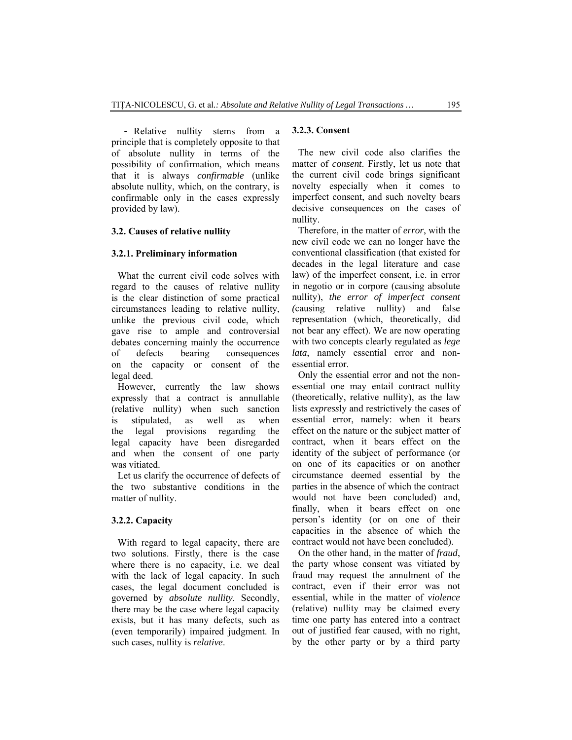- Relative nullity stems from a principle that is completely opposite to that of absolute nullity in terms of the possibility of confirmation, which means that it is always *confirmable* (unlike absolute nullity, which, on the contrary, is confirmable only in the cases expressly provided by law).

### 3.2. Causes of relative nullity

#### 3.2.1. Preliminary information

What the current civil code solves with regard to the causes of relative nullity is the clear distinction of some practical circumstances leading to relative nullity, unlike the previous civil code, which gave rise to ample and controversial debates concerning mainly the occurrence of defects bearing consequences on the capacity or consent of the legal deed.

However, currently the law shows expressly that a contract is annullable (relative nullity) when such sanction is stipulated, as well as when the legal provisions regarding the legal capacity have been disregarded and when the consent of one party was vitiated.

Let us clarify the occurrence of defects of the two substantive conditions in the matter of nullity.

#### 3.2.2. Capacity

With regard to legal capacity, there are two solutions. Firstly, there is the case where there is no capacity, i.e. we deal with the lack of legal capacity. In such cases, the legal document concluded is governed by *absolute nullity*. Secondly, there may be the case where legal capacity exists, but it has many defects, such as (even temporarily) impaired judgment. In such cases, nullity is *relative*.

#### 3.2.3. Consent

The new civil code also clarifies the matter of *consent*. Firstly, let us note that the current civil code brings significant novelty especially when it comes to imperfect consent, and such novelty bears decisive consequences on the cases of nullity.

Therefore, in the matter of *error*, with the new civil code we can no longer have the conventional classification (that existed for decades in the legal literature and case law) of the imperfect consent, i.e. in error in negotio or in corpore (causing absolute nullity), *the error of imperfect consent (*causing relative nullity) and false representation (which, theoretically, did not bear any effect). We are now operating with two concepts clearly regulated as *lege lata*, namely essential error and non-essential error.

Only the essential error and not the non-essential one may entail contract nullity (theoretically, relative nullity), as the law lists e*xpress*ly and restrictively the cases of essential error, namely: when it bears effect on the nature or the subject matter of contract, when it bears effect on the identity of the subject of performance (or on one of its capacities or on another circumstance deemed essential by the parties in the absence of which the contract would not have been concluded) and, finally, when it bears effect on one person's identity (or on one of their capacities in the absence of which the contract would not have been concluded).

On the other hand, in the matter of *fraud*, the party whose consent was vitiated by fraud may request the annulment of the contract, even if their error was not essential, while in the matter of *violence* (relative) nullity may be claimed every time one party has entered into a contract out of justified fear caused, with no right, by the other party or by a third party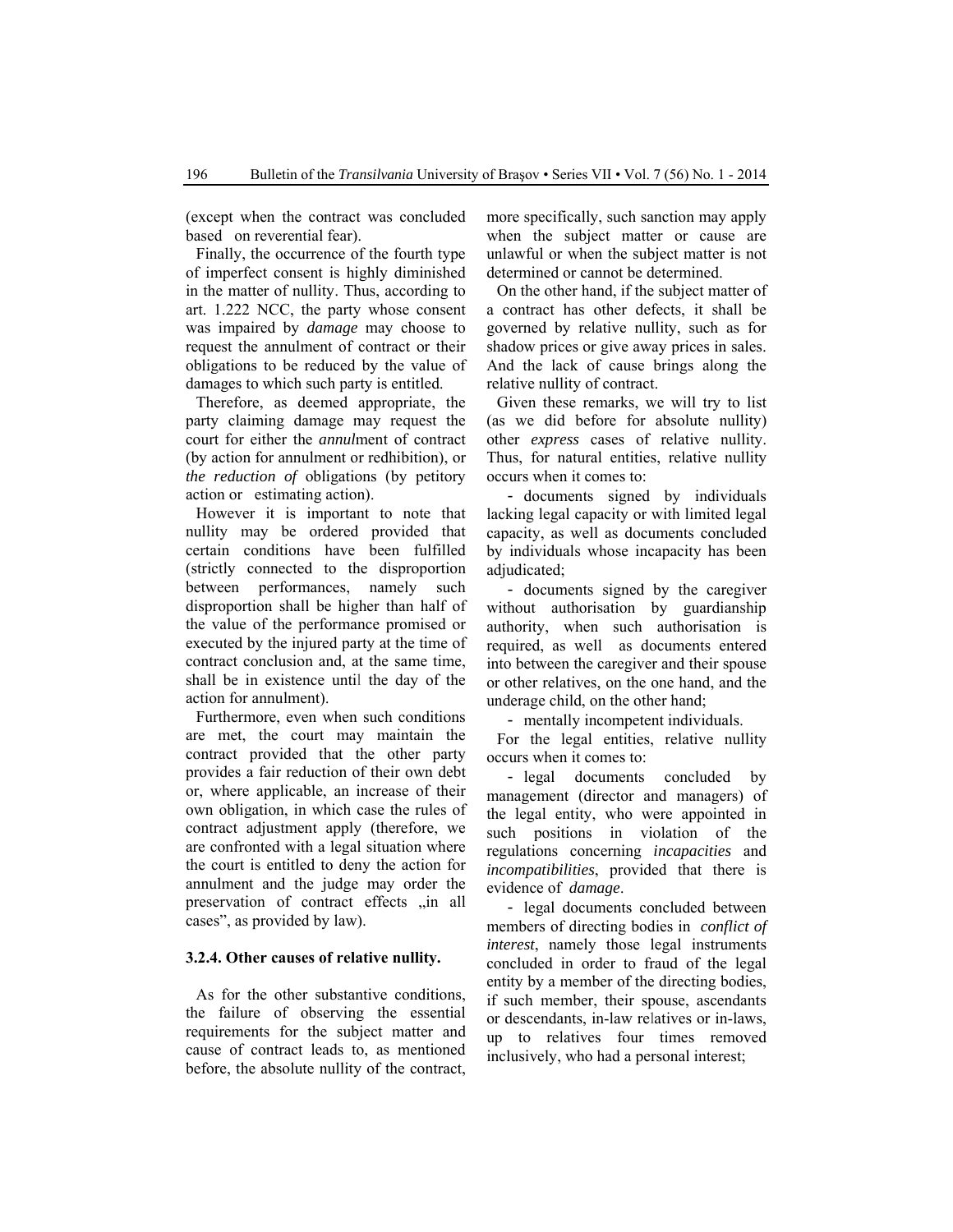(except when the contract was concluded based on reverential fear).

Finally, the occurrence of the fourth type of imperfect consent is highly diminished in the matter of nullity. Thus, according to art. 1.222 NCC, the party whose consent was impaired by *damage* may choose to request the annulment of contract or their obligations to be reduced by the value of damages to which such party is entitled.

Therefore, as deemed appropriate, the party claiming damage may request the court for either the *annul*ment of contract (by action for annulment or redhibition), or *the reduction of* obligations (by petitory action or estimating action).

However it is important to note that nullity may be ordered provided that certain conditions have been fulfilled (strictly connected to the disproportion between performances, namely such disproportion shall be higher than half of the value of the performance promised or executed by the injured party at the time of contract conclusion and, at the same time, shall be in existence until the day of the action for annulment).

Furthermore, even when such conditions are met, the court may maintain the contract provided that the other party provides a fair reduction of their own debt or, where applicable, an increase of their own obligation, in which case the rules of contract adjustment apply (therefore, we are confronted with a legal situation where the court is entitled to deny the action for annulment and the judge may order the preservation of contract effects „in all cases", as provided by law).

#### 3.2.4. Other causes of relative nullity.

As for the other substantive conditions, the failure of observing the essential requirements for the subject matter and cause of contract leads to, as mentioned before, the absolute nullity of the contract, more specifically, such sanction may apply when the subject matter or cause are unlawful or when the subject matter is not determined or cannot be determined.

On the other hand, if the subject matter of a contract has other defects, it shall be governed by relative nullity, such as for shadow prices or give away prices in sales. And the lack of cause brings along the relative nullity of contract.

Given these remarks, we will try to list (as we did before for absolute nullity) other *express* cases of relative nullity. Thus, for natural entities, relative nullity occurs when it comes to:

- documents signed by individuals lacking legal capacity or with limited legal capacity, as well as documents concluded by individuals whose incapacity has been adjudicated;
- documents signed by the caregiver without authorisation by guardianship authority, when such authorisation is required, as well as documents entered into between the caregiver and their spouse or other relatives, on the one hand, and the underage child, on the other hand;
- mentally incompetent individuals.

For the legal entities, relative nullity occurs when it comes to:

- legal documents concluded by management (director and managers) of the legal entity, who were appointed in such positions in violation of the regulations concerning *incapacities* and *incompatibilities*, provided that there is evidence of *damage*.
- legal documents concluded between members of directing bodies in *conflict of interest*, namely those legal instruments concluded in order to fraud of the legal entity by a member of the directing bodies, if such member, their spouse, ascendants or descendants, in-law relatives or in-laws, up to relatives four times removed inclusively, who had a personal interest;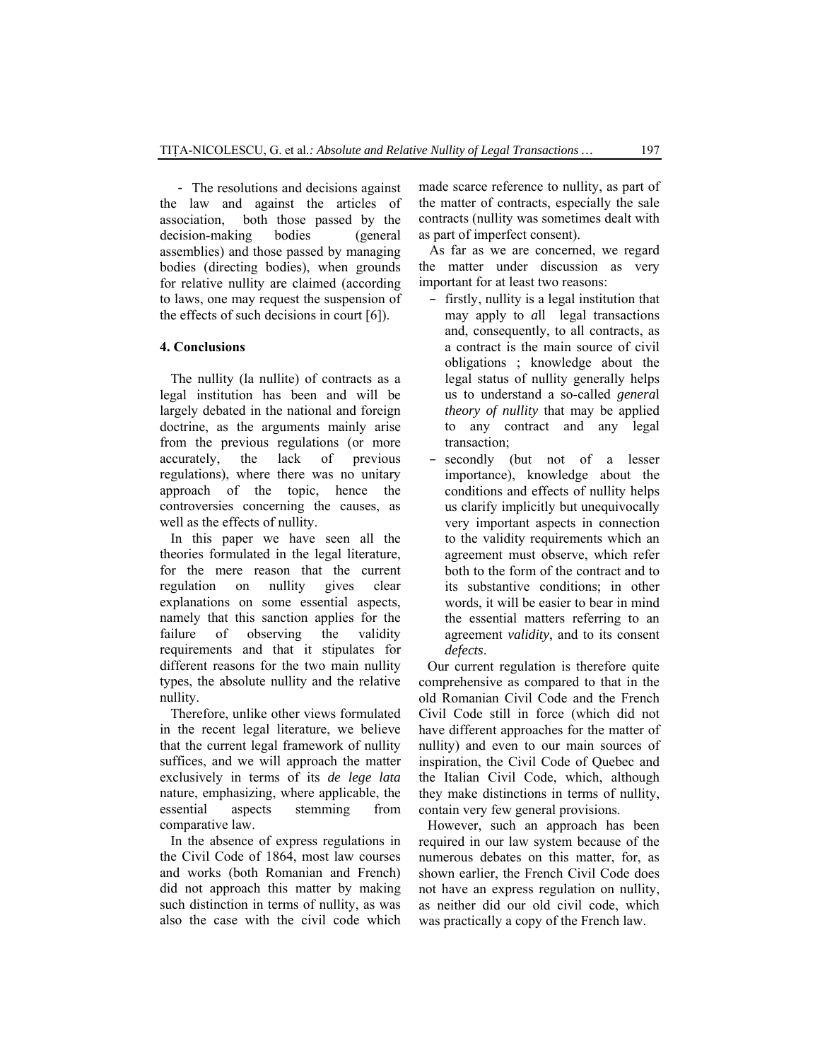- The resolutions and decisions against the law and against the articles of association, both those passed by the decision-making bodies (general assemblies) and those passed by managing bodies (directing bodies), when grounds for relative nullity are claimed (according to laws, one may request the suspension of the effects of such decisions in court [6]).

## 4. Conclusions

The nullity (la nullite) of contracts as a legal institution has been and will be largely debated in the national and foreign doctrine, as the arguments mainly arise from the previous regulations (or more accurately, the lack of previous regulations), where there was no unitary approach of the topic, hence the controversies concerning the causes, as well as the effects of nullity.

In this paper we have seen all the theories formulated in the legal literature, for the mere reason that the current regulation on nullity gives clear explanations on some essential aspects, namely that this sanction applies for the failure of observing the validity requirements and that it stipulates for different reasons for the two main nullity types, the absolute nullity and the relative nullity.

Therefore, unlike other views formulated in the recent legal literature, we believe that the current legal framework of nullity suffices, and we will approach the matter exclusively in terms of its *de lege lata* nature, emphasizing, where applicable, the essential aspects stemming from comparative law.

In the absence of express regulations in the Civil Code of 1864, most law courses and works (both Romanian and French) did not approach this matter by making such distinction in terms of nullity, as was also the case with the civil code which made scarce reference to nullity, as part of the matter of contracts, especially the sale contracts (nullity was sometimes dealt with as part of imperfect consent).

As far as we are concerned, we regard the matter under discussion as very important for at least two reasons:

- firstly, nullity is a legal institution that may apply to *a*ll legal transactions and, consequently, to all contracts, as a contract is the main source of civil obligations ; knowledge about the legal status of nullity generally helps us to understand a so-called *genera*l *theory of nullity* that may be applied to any contract and any legal transaction;
- secondly (but not of a lesser importance), knowledge about the conditions and effects of nullity helps us clarify implicitly but unequivocally very important aspects in connection to the validity requirements which an agreement must observe, which refer both to the form of the contract and to its substantive conditions; in other words, it will be easier to bear in mind the essential matters referring to an agreement *validity*, and to its consent *defects*.

Our current regulation is therefore quite comprehensive as compared to that in the old Romanian Civil Code and the French Civil Code still in force (which did not have different approaches for the matter of nullity) and even to our main sources of inspiration, the Civil Code of Quebec and the Italian Civil Code, which, although they make distinctions in terms of nullity, contain very few general provisions.

However, such an approach has been required in our law system because of the numerous debates on this matter, for, as shown earlier, the French Civil Code does not have an express regulation on nullity, as neither did our old civil code, which was practically a copy of the French law.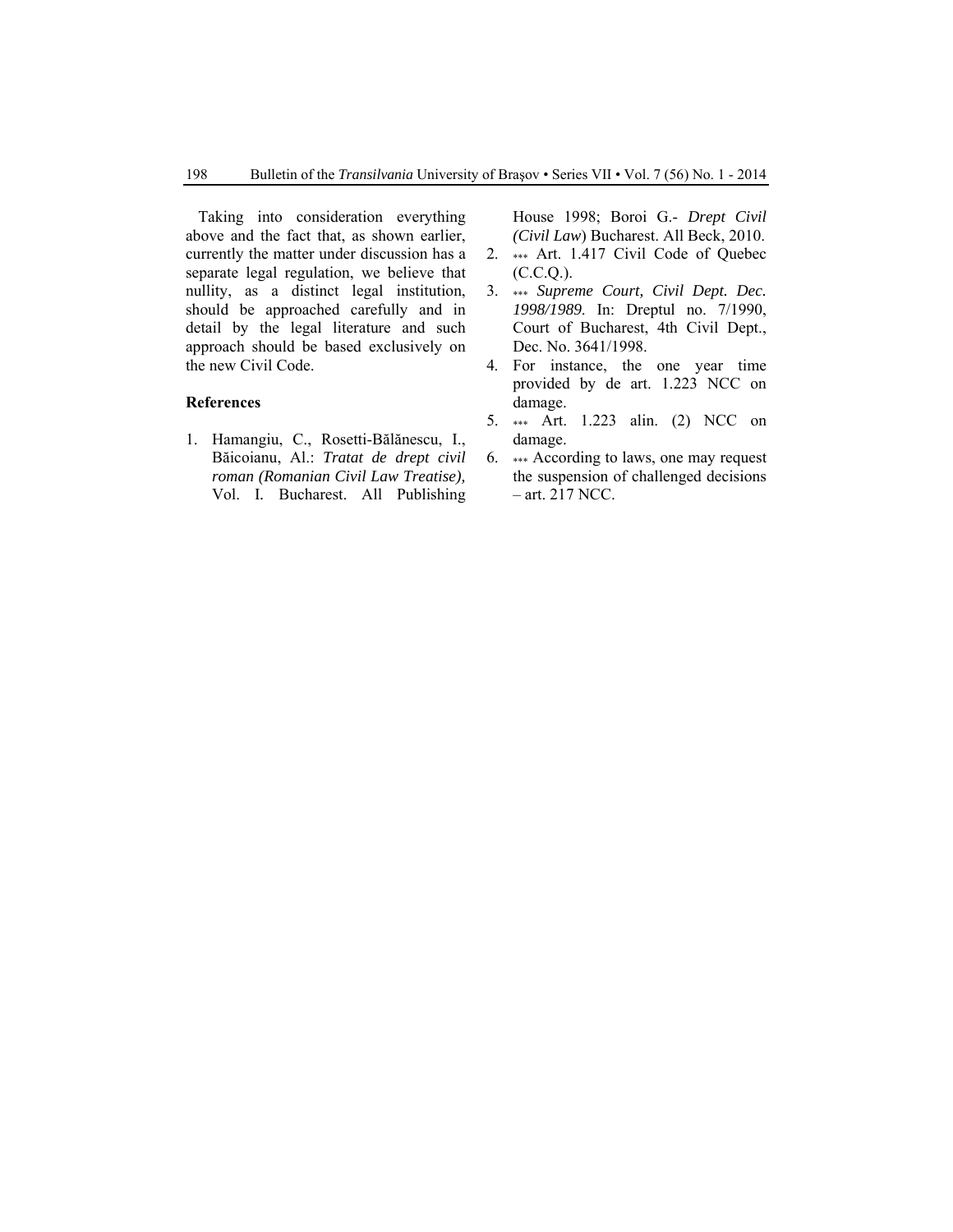Taking into consideration everything above and the fact that, as shown earlier, currently the matter under discussion has a separate legal regulation, we believe that nullity, as a distinct legal institution, should be approached carefully and in detail by the legal literature and such approach should be based exclusively on the new Civil Code.

## References

1. Hamangiu, C., Rosetti-Bălănescu, I., Băicoianu, Al.: *Tratat de drept civil roman (Romanian Civil Law Treatise),* Vol. I. Bucharest. All Publishing House 1998; Boroi G.- *Drept Civil (Civil Law*) Bucharest. All Beck, 2010.
2. *** Art. 1.417 Civil Code of Quebec (C.C.Q.).
3. *** *Supreme Court, Civil Dept. Dec. 1998/1989*. In: Dreptul no. 7/1990, Court of Bucharest, 4th Civil Dept., Dec. No. 3641/1998.
4. For instance, the one year time provided by de art. 1.223 NCC on damage.
5. *** Art. 1.223 alin. (2) NCC on damage.
6. *** According to laws, one may request the suspension of challenged decisions – art. 217 NCC.